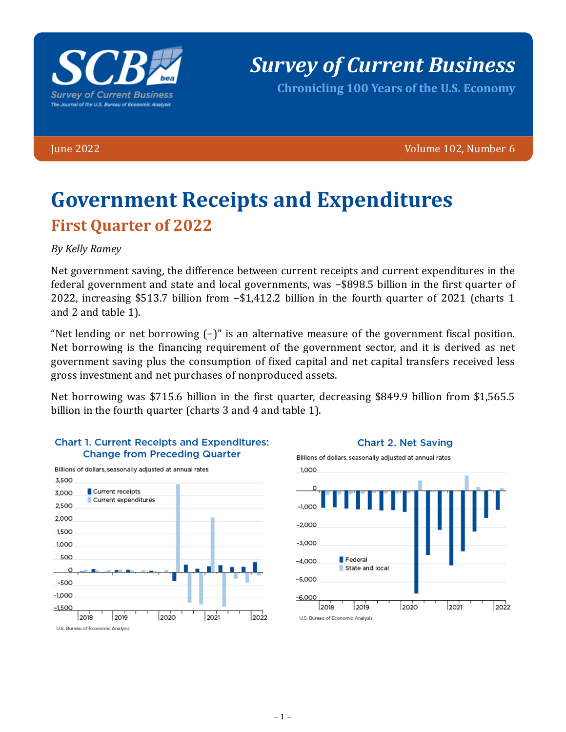# Government Receipts and Expenditures

## First Quarter of 2022

*By Kelly Ramey*

Net government saving, the difference between current receipts and current expenditures in the federal government and state and local governments, was −$898.5 billion in the first quarter of 2022, increasing $513.7 billion from −$1,412.2 billion in the fourth quarter of 2021 (charts 1 and 2 and table 1).

"Net lending or net borrowing (−)" is an alternative measure of the government fiscal position. Net borrowing is the financing requirement of the government sector, and it is derived as net government saving plus the consumption of fixed capital and net capital transfers received less gross investment and net purchases of nonproduced assets.

Net borrowing was $715.6 billion in the first quarter, decreasing $849.9 billion from $1,565.5 billion in the fourth quarter (charts 3 and 4 and table 1).

**Chart 1. Current Receipts and Expenditures: Change from Preceding Quarter**

Billions of dollars, seasonally adjusted at annual rates

Current receipts; Current expenditures

U.S. Bureau of Economic Analysis

**Chart 2. Net Saving**

Billions of dollars, seasonally adjusted at annual rates

Federal; State and local

U.S. Bureau of Economic Analysis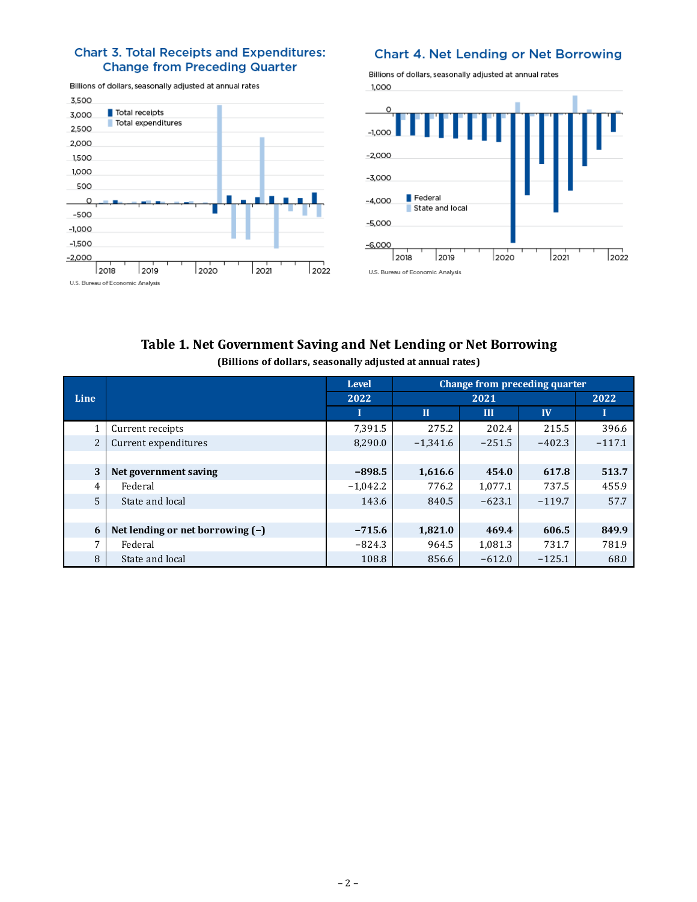### Chart 3. Total Receipts and Expenditures: Change from Preceding Quarter

Billions of dollars, seasonally adjusted at annual rates

U.S. Bureau of Economic Analysis

### Chart 4. Net Lending or Net Borrowing

Billions of dollars, seasonally adjusted at annual rates

U.S. Bureau of Economic Analysis

## Table 1. Net Government Saving and Net Lending or Net Borrowing

**(Billions of dollars, seasonally adjusted at annual rates)**

| Line | | Level | Change from preceding quarter | | | |
|---|---|---|---|---|---|---|
| | | 2022 | 2021 | | | 2022 |
| | | I | II | III | IV | I |
| 1 | Current receipts | 7,391.5 | 275.2 | 202.4 | 215.5 | 396.6 |
| 2 | Current expenditures | 8,290.0 | −1,341.6 | −251.5 | −402.3 | −117.1 |
| | | | | | | |
| 3 | **Net government saving** | **−898.5** | **1,616.6** | **454.0** | **617.8** | **513.7** |
| 4 | Federal | −1,042.2 | 776.2 | 1,077.1 | 737.5 | 455.9 |
| 5 | State and local | 143.6 | 840.5 | −623.1 | −119.7 | 57.7 |
| | | | | | | |
| 6 | **Net lending or net borrowing (−)** | **−715.6** | **1,821.0** | **469.4** | **606.5** | **849.9** |
| 7 | Federal | −824.3 | 964.5 | 1,081.3 | 731.7 | 781.9 |
| 8 | State and local | 108.8 | 856.6 | −612.0 | −125.1 | 68.0 |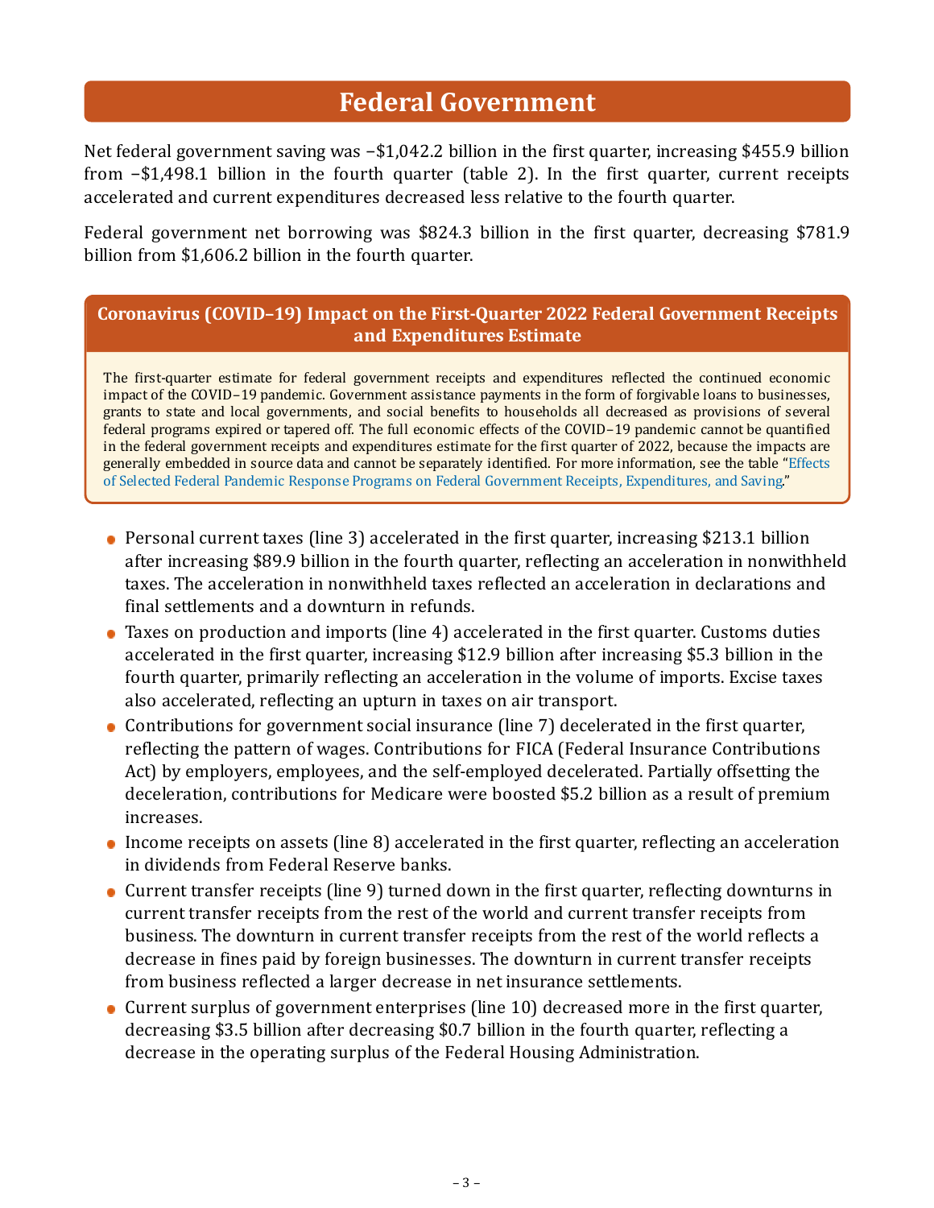# Federal Government

Net federal government saving was −$1,042.2 billion in the first quarter, increasing $455.9 billion from −$1,498.1 billion in the fourth quarter (table 2). In the first quarter, current receipts accelerated and current expenditures decreased less relative to the fourth quarter.

Federal government net borrowing was $824.3 billion in the first quarter, decreasing $781.9 billion from $1,606.2 billion in the fourth quarter.

## Coronavirus (COVID–19) Impact on the First-Quarter 2022 Federal Government Receipts and Expenditures Estimate

The first-quarter estimate for federal government receipts and expenditures reflected the continued economic impact of the COVID–19 pandemic. Government assistance payments in the form of forgivable loans to businesses, grants to state and local governments, and social benefits to households all decreased as provisions of several federal programs expired or tapered off. The full economic effects of the COVID–19 pandemic cannot be quantified in the federal government receipts and expenditures estimate for the first quarter of 2022, because the impacts are generally embedded in source data and cannot be separately identified. For more information, see the table "Effects of Selected Federal Pandemic Response Programs on Federal Government Receipts, Expenditures, and Saving."

- Personal current taxes (line 3) accelerated in the first quarter, increasing $213.1 billion after increasing $89.9 billion in the fourth quarter, reflecting an acceleration in nonwithheld taxes. The acceleration in nonwithheld taxes reflected an acceleration in declarations and final settlements and a downturn in refunds.
- Taxes on production and imports (line 4) accelerated in the first quarter. Customs duties accelerated in the first quarter, increasing $12.9 billion after increasing $5.3 billion in the fourth quarter, primarily reflecting an acceleration in the volume of imports. Excise taxes also accelerated, reflecting an upturn in taxes on air transport.
- Contributions for government social insurance (line 7) decelerated in the first quarter, reflecting the pattern of wages. Contributions for FICA (Federal Insurance Contributions Act) by employers, employees, and the self-employed decelerated. Partially offsetting the deceleration, contributions for Medicare were boosted $5.2 billion as a result of premium increases.
- Income receipts on assets (line 8) accelerated in the first quarter, reflecting an acceleration in dividends from Federal Reserve banks.
- Current transfer receipts (line 9) turned down in the first quarter, reflecting downturns in current transfer receipts from the rest of the world and current transfer receipts from business. The downturn in current transfer receipts from the rest of the world reflects a decrease in fines paid by foreign businesses. The downturn in current transfer receipts from business reflected a larger decrease in net insurance settlements.
- Current surplus of government enterprises (line 10) decreased more in the first quarter, decreasing $3.5 billion after decreasing $0.7 billion in the fourth quarter, reflecting a decrease in the operating surplus of the Federal Housing Administration.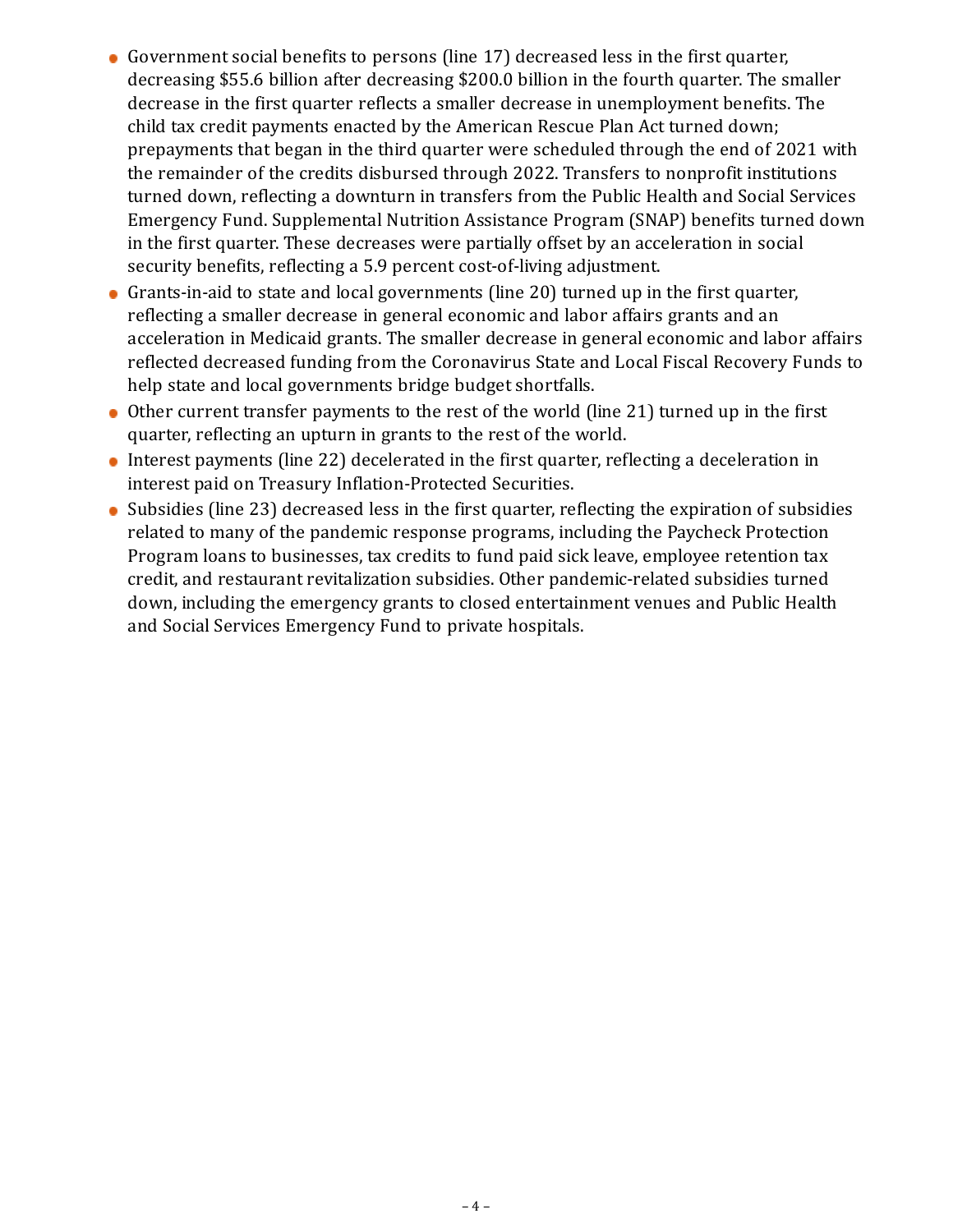- Government social benefits to persons (line 17) decreased less in the first quarter, decreasing $55.6 billion after decreasing $200.0 billion in the fourth quarter. The smaller decrease in the first quarter reflects a smaller decrease in unemployment benefits. The child tax credit payments enacted by the American Rescue Plan Act turned down; prepayments that began in the third quarter were scheduled through the end of 2021 with the remainder of the credits disbursed through 2022. Transfers to nonprofit institutions turned down, reflecting a downturn in transfers from the Public Health and Social Services Emergency Fund. Supplemental Nutrition Assistance Program (SNAP) benefits turned down in the first quarter. These decreases were partially offset by an acceleration in social security benefits, reflecting a 5.9 percent cost-of-living adjustment.
- Grants-in-aid to state and local governments (line 20) turned up in the first quarter, reflecting a smaller decrease in general economic and labor affairs grants and an acceleration in Medicaid grants. The smaller decrease in general economic and labor affairs reflected decreased funding from the Coronavirus State and Local Fiscal Recovery Funds to help state and local governments bridge budget shortfalls.
- Other current transfer payments to the rest of the world (line 21) turned up in the first quarter, reflecting an upturn in grants to the rest of the world.
- Interest payments (line 22) decelerated in the first quarter, reflecting a deceleration in interest paid on Treasury Inflation-Protected Securities.
- Subsidies (line 23) decreased less in the first quarter, reflecting the expiration of subsidies related to many of the pandemic response programs, including the Paycheck Protection Program loans to businesses, tax credits to fund paid sick leave, employee retention tax credit, and restaurant revitalization subsidies. Other pandemic-related subsidies turned down, including the emergency grants to closed entertainment venues and Public Health and Social Services Emergency Fund to private hospitals.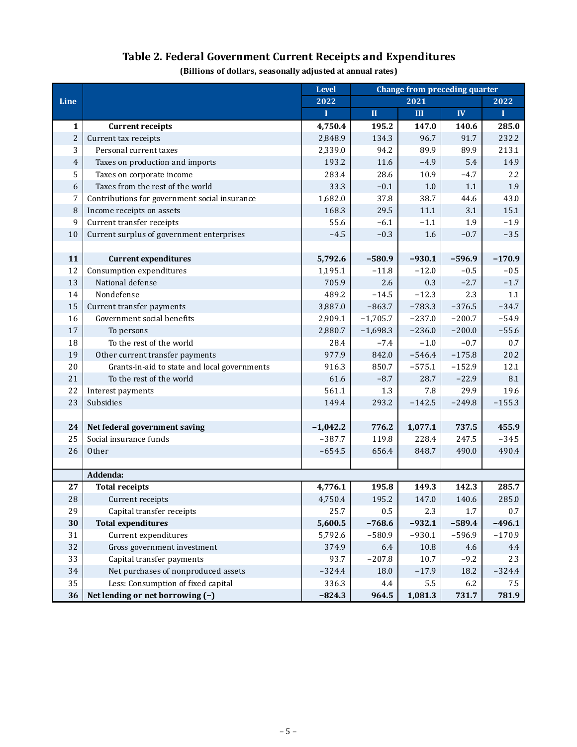# Table 2. Federal Government Current Receipts and Expenditures

**(Billions of dollars, seasonally adjusted at annual rates)**

| Line | | Level | Change from preceding quarter | | | |
|---|---|---|---|---|---|---|
| | | 2022 | 2021 | | | 2022 |
| | | I | II | III | IV | I |
| **1** | **Current receipts** | **4,750.4** | **195.2** | **147.0** | **140.6** | **285.0** |
| 2 | Current tax receipts | 2,848.9 | 134.3 | 96.7 | 91.7 | 232.2 |
| 3 | Personal current taxes | 2,339.0 | 94.2 | 89.9 | 89.9 | 213.1 |
| 4 | Taxes on production and imports | 193.2 | 11.6 | −4.9 | 5.4 | 14.9 |
| 5 | Taxes on corporate income | 283.4 | 28.6 | 10.9 | −4.7 | 2.2 |
| 6 | Taxes from the rest of the world | 33.3 | −0.1 | 1.0 | 1.1 | 1.9 |
| 7 | Contributions for government social insurance | 1,682.0 | 37.8 | 38.7 | 44.6 | 43.0 |
| 8 | Income receipts on assets | 168.3 | 29.5 | 11.1 | 3.1 | 15.1 |
| 9 | Current transfer receipts | 55.6 | −6.1 | −1.1 | 1.9 | −1.9 |
| 10 | Current surplus of government enterprises | −4.5 | −0.3 | 1.6 | −0.7 | −3.5 |
| | | | | | | |
| **11** | **Current expenditures** | **5,792.6** | **−580.9** | **−930.1** | **−596.9** | **−170.9** |
| 12 | Consumption expenditures | 1,195.1 | −11.8 | −12.0 | −0.5 | −0.5 |
| 13 | National defense | 705.9 | 2.6 | 0.3 | −2.7 | −1.7 |
| 14 | Nondefense | 489.2 | −14.5 | −12.3 | 2.3 | 1.1 |
| 15 | Current transfer payments | 3,887.0 | −863.7 | −783.3 | −376.5 | −34.7 |
| 16 | Government social benefits | 2,909.1 | −1,705.7 | −237.0 | −200.7 | −54.9 |
| 17 | To persons | 2,880.7 | −1,698.3 | −236.0 | −200.0 | −55.6 |
| 18 | To the rest of the world | 28.4 | −7.4 | −1.0 | −0.7 | 0.7 |
| 19 | Other current transfer payments | 977.9 | 842.0 | −546.4 | −175.8 | 20.2 |
| 20 | Grants-in-aid to state and local governments | 916.3 | 850.7 | −575.1 | −152.9 | 12.1 |
| 21 | To the rest of the world | 61.6 | −8.7 | 28.7 | −22.9 | 8.1 |
| 22 | Interest payments | 561.1 | 1.3 | 7.8 | 29.9 | 19.6 |
| 23 | Subsidies | 149.4 | 293.2 | −142.5 | −249.8 | −155.3 |
| | | | | | | |
| **24** | **Net federal government saving** | **−1,042.2** | **776.2** | **1,077.1** | **737.5** | **455.9** |
| 25 | Social insurance funds | −387.7 | 119.8 | 228.4 | 247.5 | −34.5 |
| 26 | Other | −654.5 | 656.4 | 848.7 | 490.0 | 490.4 |
| | | | | | | |
| | **Addenda:** | | | | | |
| **27** | **Total receipts** | **4,776.1** | **195.8** | **149.3** | **142.3** | **285.7** |
| 28 | Current receipts | 4,750.4 | 195.2 | 147.0 | 140.6 | 285.0 |
| 29 | Capital transfer receipts | 25.7 | 0.5 | 2.3 | 1.7 | 0.7 |
| **30** | **Total expenditures** | **5,600.5** | **−768.6** | **−932.1** | **−589.4** | **−496.1** |
| 31 | Current expenditures | 5,792.6 | −580.9 | −930.1 | −596.9 | −170.9 |
| 32 | Gross government investment | 374.9 | 6.4 | 10.8 | 4.6 | 4.4 |
| 33 | Capital transfer payments | 93.7 | −207.8 | 10.7 | −9.2 | 2.3 |
| 34 | Net purchases of nonproduced assets | −324.4 | 18.0 | −17.9 | 18.2 | −324.4 |
| 35 | Less: Consumption of fixed capital | 336.3 | 4.4 | 5.5 | 6.2 | 7.5 |
| **36** | **Net lending or net borrowing (−)** | **−824.3** | **964.5** | **1,081.3** | **731.7** | **781.9** |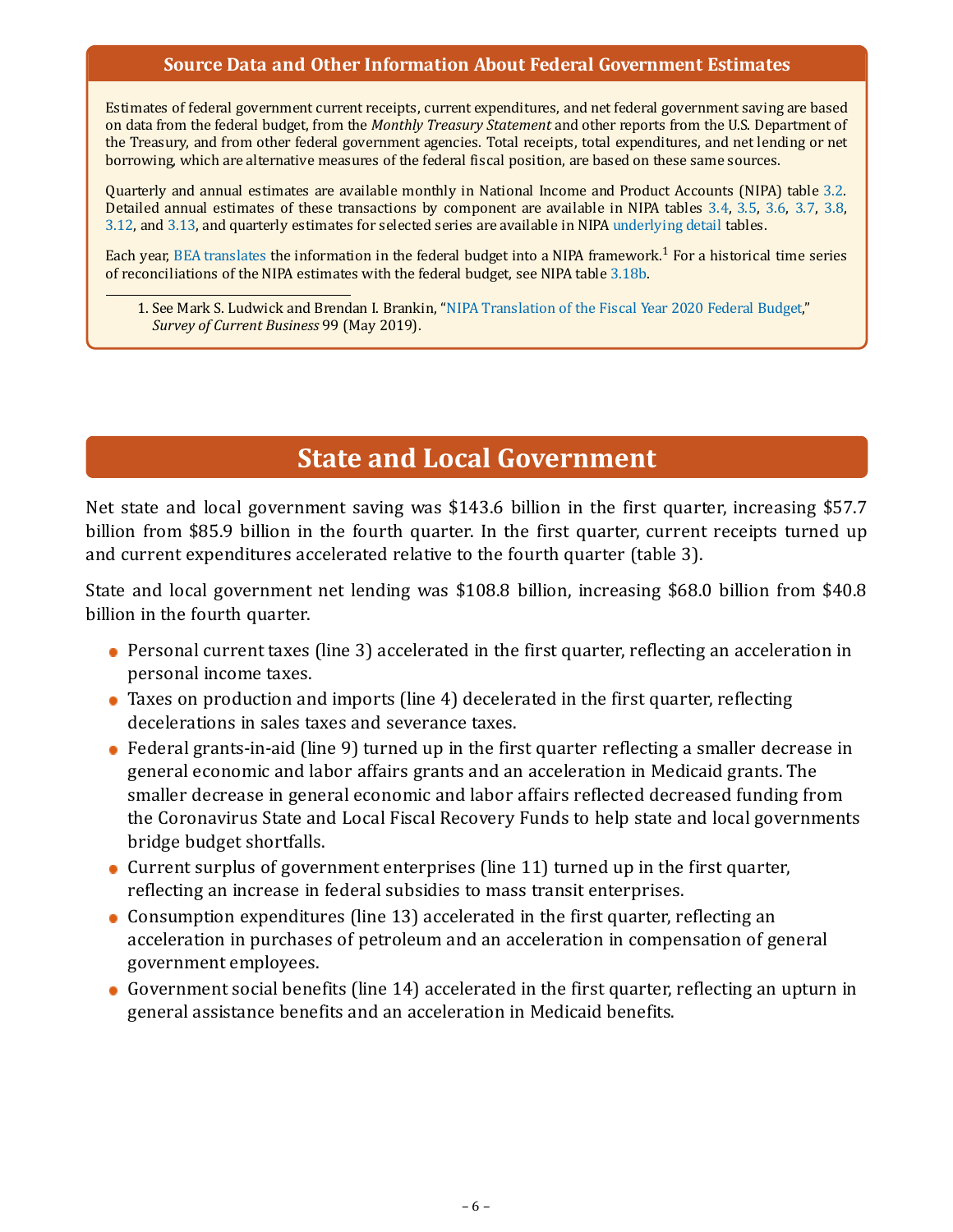## Source Data and Other Information About Federal Government Estimates

Estimates of federal government current receipts, current expenditures, and net federal government saving are based on data from the federal budget, from the *Monthly Treasury Statement* and other reports from the U.S. Department of the Treasury, and from other federal government agencies. Total receipts, total expenditures, and net lending or net borrowing, which are alternative measures of the federal fiscal position, are based on these same sources.

Quarterly and annual estimates are available monthly in National Income and Product Accounts (NIPA) table 3.2. Detailed annual estimates of these transactions by component are available in NIPA tables 3.4, 3.5, 3.6, 3.7, 3.8, 3.12, and 3.13, and quarterly estimates for selected series are available in NIPA underlying detail tables.

Each year, BEA translates the information in the federal budget into a NIPA framework.[1] For a historical time series of reconciliations of the NIPA estimates with the federal budget, see NIPA table 3.18b.

1. See Mark S. Ludwick and Brendan I. Brankin, "NIPA Translation of the Fiscal Year 2020 Federal Budget," *Survey of Current Business* 99 (May 2019).

# State and Local Government

Net state and local government saving was $143.6 billion in the first quarter, increasing $57.7 billion from $85.9 billion in the fourth quarter. In the first quarter, current receipts turned up and current expenditures accelerated relative to the fourth quarter (table 3).

State and local government net lending was $108.8 billion, increasing $68.0 billion from $40.8 billion in the fourth quarter.

- Personal current taxes (line 3) accelerated in the first quarter, reflecting an acceleration in personal income taxes.
- Taxes on production and imports (line 4) decelerated in the first quarter, reflecting decelerations in sales taxes and severance taxes.
- Federal grants-in-aid (line 9) turned up in the first quarter reflecting a smaller decrease in general economic and labor affairs grants and an acceleration in Medicaid grants. The smaller decrease in general economic and labor affairs reflected decreased funding from the Coronavirus State and Local Fiscal Recovery Funds to help state and local governments bridge budget shortfalls.
- Current surplus of government enterprises (line 11) turned up in the first quarter, reflecting an increase in federal subsidies to mass transit enterprises.
- Consumption expenditures (line 13) accelerated in the first quarter, reflecting an acceleration in purchases of petroleum and an acceleration in compensation of general government employees.
- Government social benefits (line 14) accelerated in the first quarter, reflecting an upturn in general assistance benefits and an acceleration in Medicaid benefits.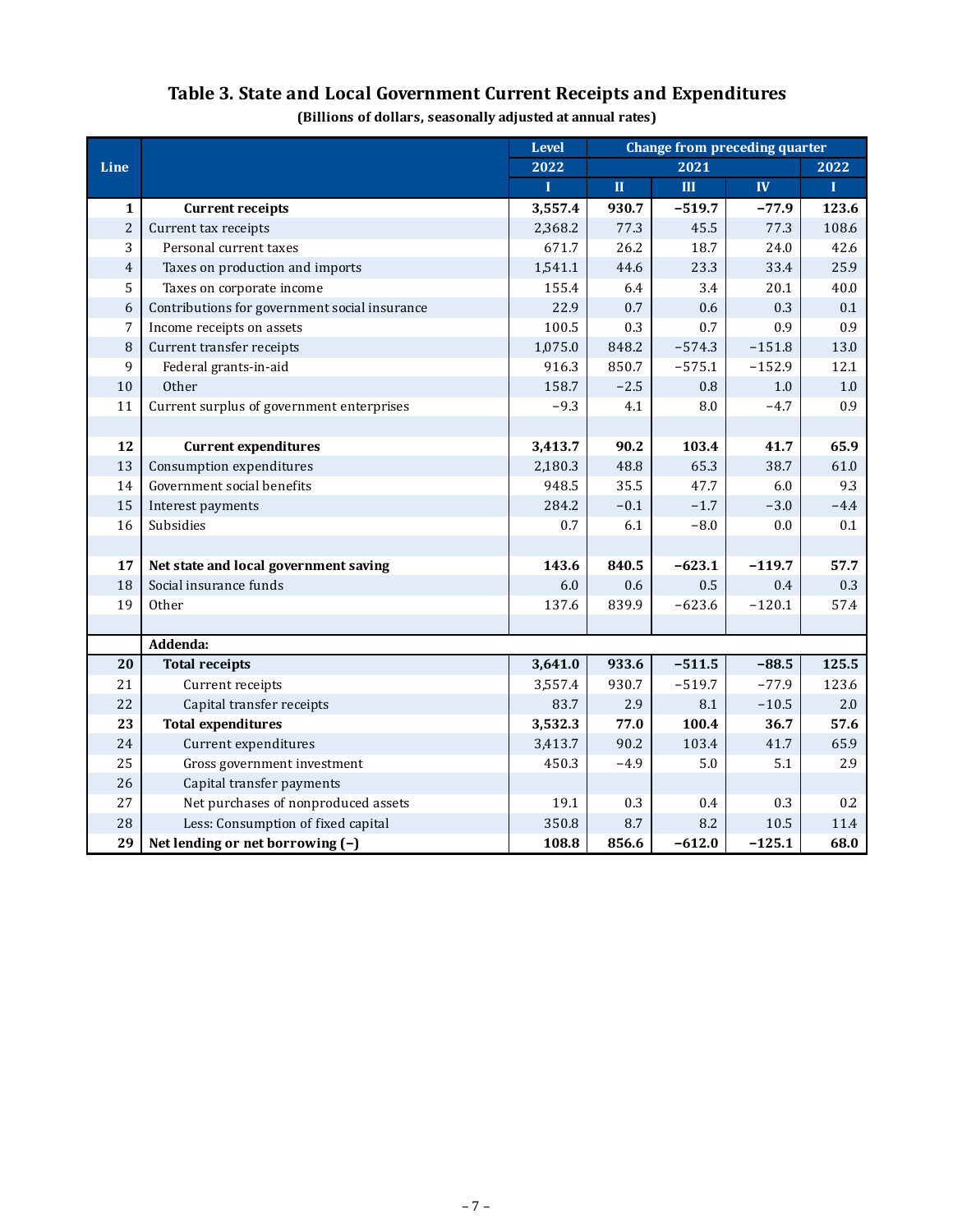## Table 3. State and Local Government Current Receipts and Expenditures

**(Billions of dollars, seasonally adjusted at annual rates)**

| Line | | Level | Change from preceding quarter | | | |
|---|---|---|---|---|---|---|
| | | 2022 | 2021 | | | 2022 |
| | | I | II | III | IV | I |
| **1** | **Current receipts** | **3,557.4** | **930.7** | **−519.7** | **−77.9** | **123.6** |
| 2 | Current tax receipts | 2,368.2 | 77.3 | 45.5 | 77.3 | 108.6 |
| 3 | Personal current taxes | 671.7 | 26.2 | 18.7 | 24.0 | 42.6 |
| 4 | Taxes on production and imports | 1,541.1 | 44.6 | 23.3 | 33.4 | 25.9 |
| 5 | Taxes on corporate income | 155.4 | 6.4 | 3.4 | 20.1 | 40.0 |
| 6 | Contributions for government social insurance | 22.9 | 0.7 | 0.6 | 0.3 | 0.1 |
| 7 | Income receipts on assets | 100.5 | 0.3 | 0.7 | 0.9 | 0.9 |
| 8 | Current transfer receipts | 1,075.0 | 848.2 | −574.3 | −151.8 | 13.0 |
| 9 | Federal grants-in-aid | 916.3 | 850.7 | −575.1 | −152.9 | 12.1 |
| 10 | Other | 158.7 | −2.5 | 0.8 | 1.0 | 1.0 |
| 11 | Current surplus of government enterprises | −9.3 | 4.1 | 8.0 | −4.7 | 0.9 |
| | | | | | | |
| **12** | **Current expenditures** | **3,413.7** | **90.2** | **103.4** | **41.7** | **65.9** |
| 13 | Consumption expenditures | 2,180.3 | 48.8 | 65.3 | 38.7 | 61.0 |
| 14 | Government social benefits | 948.5 | 35.5 | 47.7 | 6.0 | 9.3 |
| 15 | Interest payments | 284.2 | −0.1 | −1.7 | −3.0 | −4.4 |
| 16 | Subsidies | 0.7 | 6.1 | −8.0 | 0.0 | 0.1 |
| | | | | | | |
| **17** | **Net state and local government saving** | **143.6** | **840.5** | **−623.1** | **−119.7** | **57.7** |
| 18 | Social insurance funds | 6.0 | 0.6 | 0.5 | 0.4 | 0.3 |
| 19 | Other | 137.6 | 839.9 | −623.6 | −120.1 | 57.4 |
| | | | | | | |
| | **Addenda:** | | | | | |
| **20** | **Total receipts** | **3,641.0** | **933.6** | **−511.5** | **−88.5** | **125.5** |
| 21 | Current receipts | 3,557.4 | 930.7 | −519.7 | −77.9 | 123.6 |
| 22 | Capital transfer receipts | 83.7 | 2.9 | 8.1 | −10.5 | 2.0 |
| **23** | **Total expenditures** | **3,532.3** | **77.0** | **100.4** | **36.7** | **57.6** |
| 24 | Current expenditures | 3,413.7 | 90.2 | 103.4 | 41.7 | 65.9 |
| 25 | Gross government investment | 450.3 | −4.9 | 5.0 | 5.1 | 2.9 |
| 26 | Capital transfer payments | | | | | |
| 27 | Net purchases of nonproduced assets | 19.1 | 0.3 | 0.4 | 0.3 | 0.2 |
| 28 | Less: Consumption of fixed capital | 350.8 | 8.7 | 8.2 | 10.5 | 11.4 |
| **29** | **Net lending or net borrowing (−)** | **108.8** | **856.6** | **−612.0** | **−125.1** | **68.0** |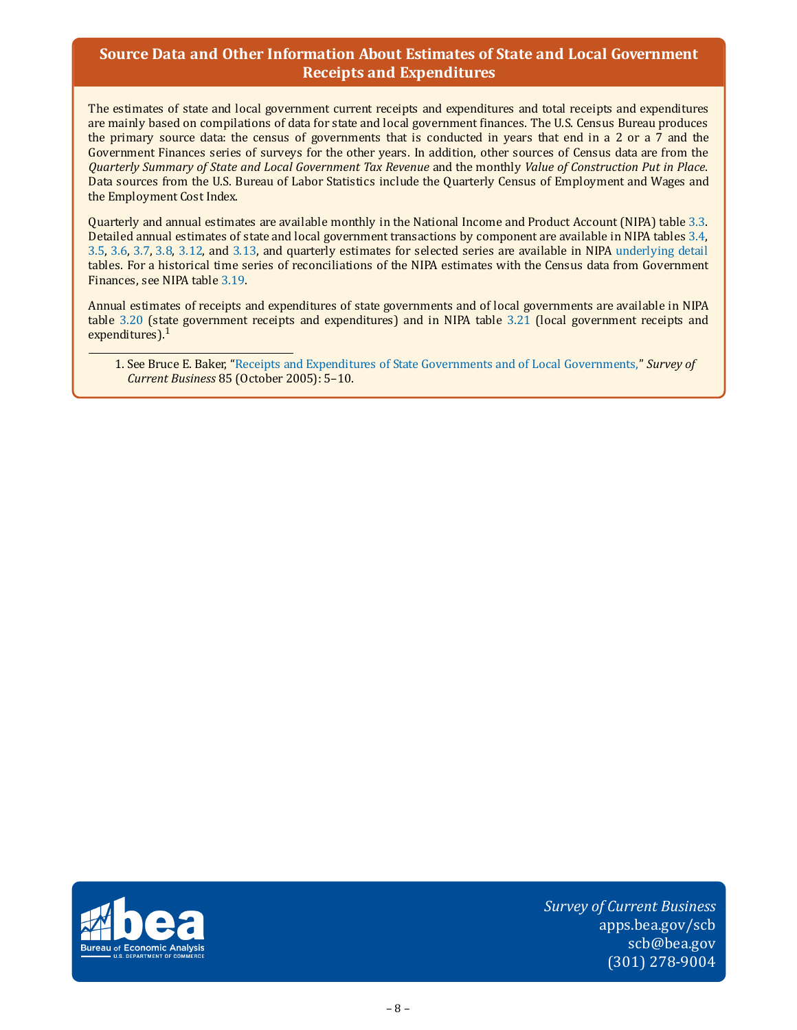## Source Data and Other Information About Estimates of State and Local Government Receipts and Expenditures

The estimates of state and local government current receipts and expenditures and total receipts and expenditures are mainly based on compilations of data for state and local government finances. The U.S. Census Bureau produces the primary source data: the census of governments that is conducted in years that end in a 2 or a 7 and the Government Finances series of surveys for the other years. In addition, other sources of Census data are from the *Quarterly Summary of State and Local Government Tax Revenue* and the monthly *Value of Construction Put in Place*. Data sources from the U.S. Bureau of Labor Statistics include the Quarterly Census of Employment and Wages and the Employment Cost Index.

Quarterly and annual estimates are available monthly in the National Income and Product Account (NIPA) table 3.3. Detailed annual estimates of state and local government transactions by component are available in NIPA tables 3.4, 3.5, 3.6, 3.7, 3.8, 3.12, and 3.13, and quarterly estimates for selected series are available in NIPA underlying detail tables. For a historical time series of reconciliations of the NIPA estimates with the Census data from Government Finances, see NIPA table 3.19.

Annual estimates of receipts and expenditures of state governments and of local governments are available in NIPA table 3.20 (state government receipts and expenditures) and in NIPA table 3.21 (local government receipts and expenditures).[1]

1. See Bruce E. Baker, "Receipts and Expenditures of State Governments and of Local Governments," *Survey of Current Business* 85 (October 2005): 5–10.

bea
Bureau of Economic Analysis
U.S. DEPARTMENT OF COMMERCE

*Survey of Current Business*
apps.bea.gov/scb
scb@bea.gov
(301) 278-9004